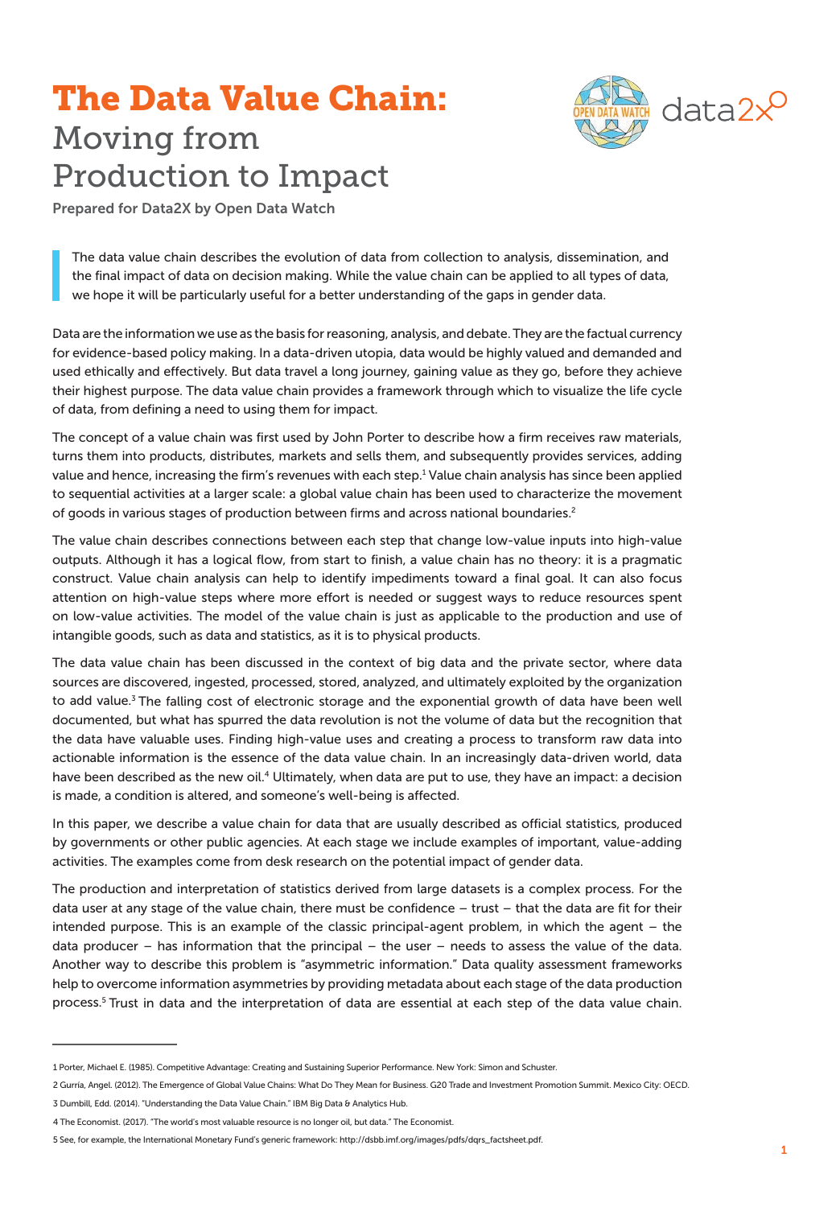# The Data Value Chain: Moving from Production to Impact

Prepared for Data2X by Open Data Watch

> The data value chain describes the evolution of data from collection to analysis, dissemination, and the final impact of data on decision making. While the value chain can be applied to all types of data, we hope it will be particularly useful for a better understanding of the gaps in gender data.

Data are the information we use as the basis for reasoning, analysis, and debate. They are the factual currency for evidence-based policy making. In a data-driven utopia, data would be highly valued and demanded and used ethically and effectively. But data travel a long journey, gaining value as they go, before they achieve their highest purpose. The data value chain provides a framework through which to visualize the life cycle of data, from defining a need to using them for impact.

The concept of a value chain was first used by John Porter to describe how a firm receives raw materials, turns them into products, distributes, markets and sells them, and subsequently provides services, adding value and hence, increasing the firm's revenues with each step.[1] Value chain analysis has since been applied to sequential activities at a larger scale: a global value chain has been used to characterize the movement of goods in various stages of production between firms and across national boundaries.[2]

The value chain describes connections between each step that change low-value inputs into high-value outputs. Although it has a logical flow, from start to finish, a value chain has no theory: it is a pragmatic construct. Value chain analysis can help to identify impediments toward a final goal. It can also focus attention on high-value steps where more effort is needed or suggest ways to reduce resources spent on low-value activities. The model of the value chain is just as applicable to the production and use of intangible goods, such as data and statistics, as it is to physical products.

The data value chain has been discussed in the context of big data and the private sector, where data sources are discovered, ingested, processed, stored, analyzed, and ultimately exploited by the organization to add value.[3] The falling cost of electronic storage and the exponential growth of data have been well documented, but what has spurred the data revolution is not the volume of data but the recognition that the data have valuable uses. Finding high-value uses and creating a process to transform raw data into actionable information is the essence of the data value chain. In an increasingly data-driven world, data have been described as the new oil.[4] Ultimately, when data are put to use, they have an impact: a decision is made, a condition is altered, and someone's well-being is affected.

In this paper, we describe a value chain for data that are usually described as official statistics, produced by governments or other public agencies. At each stage we include examples of important, value-adding activities. The examples come from desk research on the potential impact of gender data.

The production and interpretation of statistics derived from large datasets is a complex process. For the data user at any stage of the value chain, there must be confidence – trust – that the data are fit for their intended purpose. This is an example of the classic principal-agent problem, in which the agent – the data producer – has information that the principal – the user – needs to assess the value of the data. Another way to describe this problem is "asymmetric information." Data quality assessment frameworks help to overcome information asymmetries by providing metadata about each stage of the data production process.[5] Trust in data and the interpretation of data are essential at each step of the data value chain.

---

1 Porter, Michael E. (1985). Competitive Advantage: Creating and Sustaining Superior Performance. New York: Simon and Schuster.

2 Gurria, Angel. (2012). The Emergence of Global Value Chains: What Do They Mean for Business. G20 Trade and Investment Promotion Summit. Mexico City: OECD.

3 Dumbill, Edd. (2014). "Understanding the Data Value Chain." IBM Big Data & Analytics Hub.

4 The Economist. (2017). "The world's most valuable resource is no longer oil, but data." The Economist.

5 See, for example, the International Monetary Fund's generic framework: http://dsbb.imf.org/images/pdfs/dqrs_factsheet.pdf.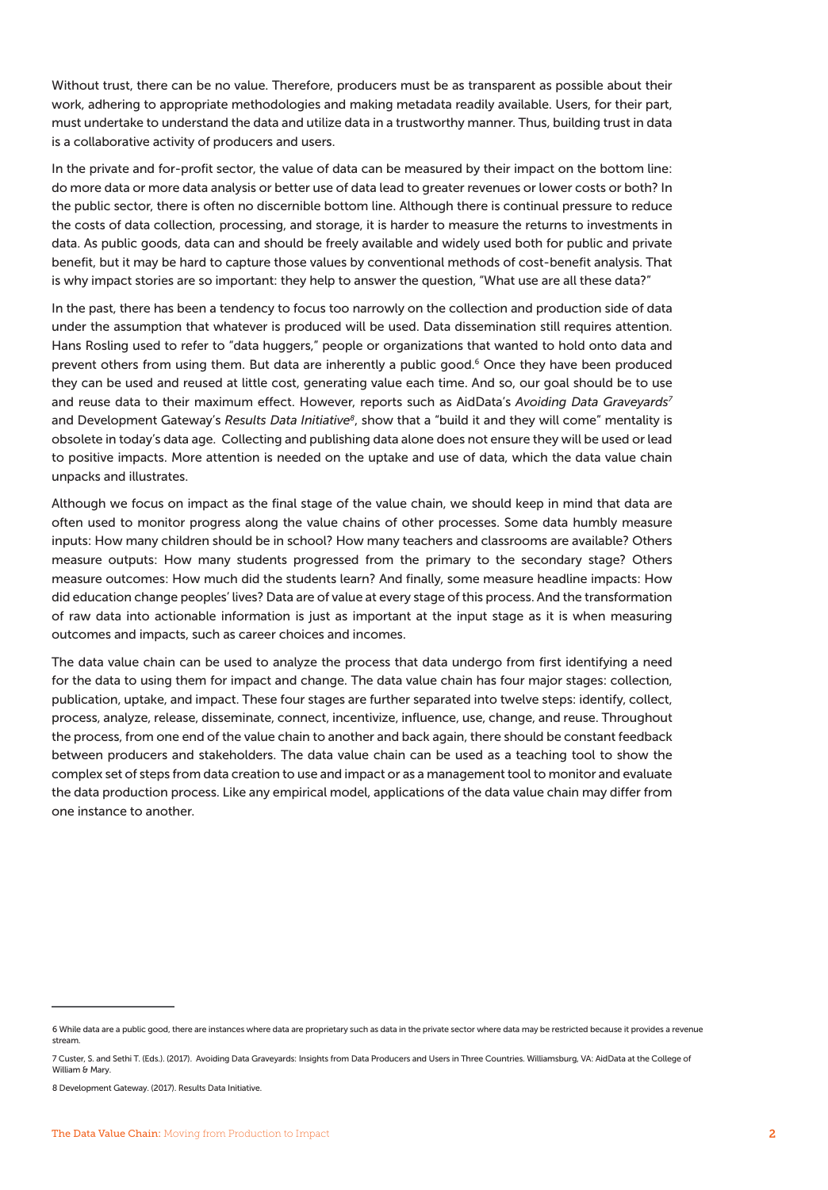Without trust, there can be no value. Therefore, producers must be as transparent as possible about their work, adhering to appropriate methodologies and making metadata readily available. Users, for their part, must undertake to understand the data and utilize data in a trustworthy manner. Thus, building trust in data is a collaborative activity of producers and users.

In the private and for-profit sector, the value of data can be measured by their impact on the bottom line: do more data or more data analysis or better use of data lead to greater revenues or lower costs or both? In the public sector, there is often no discernible bottom line. Although there is continual pressure to reduce the costs of data collection, processing, and storage, it is harder to measure the returns to investments in data. As public goods, data can and should be freely available and widely used both for public and private benefit, but it may be hard to capture those values by conventional methods of cost-benefit analysis. That is why impact stories are so important: they help to answer the question, "What use are all these data?"

In the past, there has been a tendency to focus too narrowly on the collection and production side of data under the assumption that whatever is produced will be used. Data dissemination still requires attention. Hans Rosling used to refer to "data huggers," people or organizations that wanted to hold onto data and prevent others from using them. But data are inherently a public good.[6] Once they have been produced they can be used and reused at little cost, generating value each time. And so, our goal should be to use and reuse data to their maximum effect. However, reports such as AidData's *Avoiding Data Graveyards*[7] and Development Gateway's *Results Data Initiative*[8], show that a "build it and they will come" mentality is obsolete in today's data age. Collecting and publishing data alone does not ensure they will be used or lead to positive impacts. More attention is needed on the uptake and use of data, which the data value chain unpacks and illustrates.

Although we focus on impact as the final stage of the value chain, we should keep in mind that data are often used to monitor progress along the value chains of other processes. Some data humbly measure inputs: How many children should be in school? How many teachers and classrooms are available? Others measure outputs: How many students progressed from the primary to the secondary stage? Others measure outcomes: How much did the students learn? And finally, some measure headline impacts: How did education change peoples' lives? Data are of value at every stage of this process. And the transformation of raw data into actionable information is just as important at the input stage as it is when measuring outcomes and impacts, such as career choices and incomes.

The data value chain can be used to analyze the process that data undergo from first identifying a need for the data to using them for impact and change. The data value chain has four major stages: collection, publication, uptake, and impact. These four stages are further separated into twelve steps: identify, collect, process, analyze, release, disseminate, connect, incentivize, influence, use, change, and reuse. Throughout the process, from one end of the value chain to another and back again, there should be constant feedback between producers and stakeholders. The data value chain can be used as a teaching tool to show the complex set of steps from data creation to use and impact or as a management tool to monitor and evaluate the data production process. Like any empirical model, applications of the data value chain may differ from one instance to another.

---

6 While data are a public good, there are instances where data are proprietary such as data in the private sector where data may be restricted because it provides a revenue stream.

7 Custer, S. and Sethi T. (Eds.). (2017). Avoiding Data Graveyards: Insights from Data Producers and Users in Three Countries. Williamsburg, VA: AidData at the College of William & Mary.

8 Development Gateway. (2017). Results Data Initiative.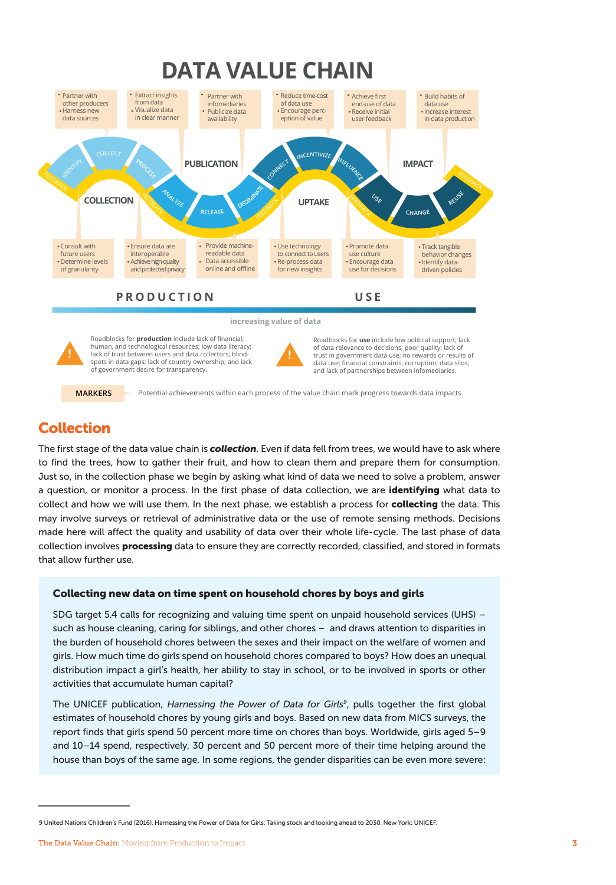# DATA VALUE CHAIN

**COLLECTION**

- Partner with other producers
- Harness new data sources

IDENTIFY — COLLECT — PROCESS

- Consult with future users
- Determine levels of granularity

**PUBLICATION**

- Extract insights from data
- Visualize data in clear manner

ANALYZE — RELEASE — DISSEMINATE

- Partner with infomediaries
- Publicize data availability

- Ensure data are interoperable
- Achieve high-quality and protected privacy

- Provide machine-readable data
- Data accessible online and offline

**UPTAKE**

- Reduce time-cost of data use
- Encourage perception of value

CONNECT — INCENTIVIZE — INFLUENCE

- Use technology to connect to users
- Re-process data for new insights

- Achieve first end-use of data
- Receive initial user feedback

- Promote data use culture
- Encourage data use for decisions

**IMPACT**

USE — CHANGE — REUSE

- Build habits of data use
- Increase interest in data production

- Track tangible behavior changes
- Identify data-driven policies

FEEDBACK

**PRODUCTION** — **USE**

increasing value of data

Roadblocks for **production** include lack of financial, human, and technological resources; low data literacy; lack of trust between users and data collectors; blind-spots in data gaps; lack of country ownership; and lack of government desire for transparency.

Roadblocks for **use** include low political support; lack of data relevance to decisions; poor quality; lack of trust in government data use; no rewards or results of data use; financial constraints; corruption; data silos; and lack of partnerships between infomediaries.

**MARKERS** Potential achievements within each process of the value chain mark progress towards data impacts.

## Collection

The first stage of the data value chain is ***collection***. Even if data fell from trees, we would have to ask where to find the trees, how to gather their fruit, and how to clean them and prepare them for consumption. Just so, in the collection phase we begin by asking what kind of data we need to solve a problem, answer a question, or monitor a process. In the first phase of data collection, we are **identifying** what data to collect and how we will use them. In the next phase, we establish a process for **collecting** the data. This may involve surveys or retrieval of administrative data or the use of remote sensing methods. Decisions made here will affect the quality and usability of data over their whole life-cycle. The last phase of data collection involves **processing** data to ensure they are correctly recorded, classified, and stored in formats that allow further use.

### Collecting new data on time spent on household chores by boys and girls

SDG target 5.4 calls for recognizing and valuing time spent on unpaid household services (UHS) – such as house cleaning, caring for siblings, and other chores – and draws attention to disparities in the burden of household chores between the sexes and their impact on the welfare of women and girls. How much time do girls spend on household chores compared to boys? How does an unequal distribution impact a girl's health, her ability to stay in school, or to be involved in sports or other activities that accumulate human capital?

The UNICEF publication, *Harnessing the Power of Data for Girls*[9], pulls together the first global estimates of household chores by young girls and boys. Based on new data from MICS surveys, the report finds that girls spend 50 percent more time on chores than boys. Worldwide, girls aged 5–9 and 10–14 spend, respectively, 30 percent and 50 percent more of their time helping around the house than boys of the same age. In some regions, the gender disparities can be even more severe:

---

9 United Nations Children's Fund (2016), Harnessing the Power of Data for Girls: Taking stock and looking ahead to 2030. New York: UNICEF.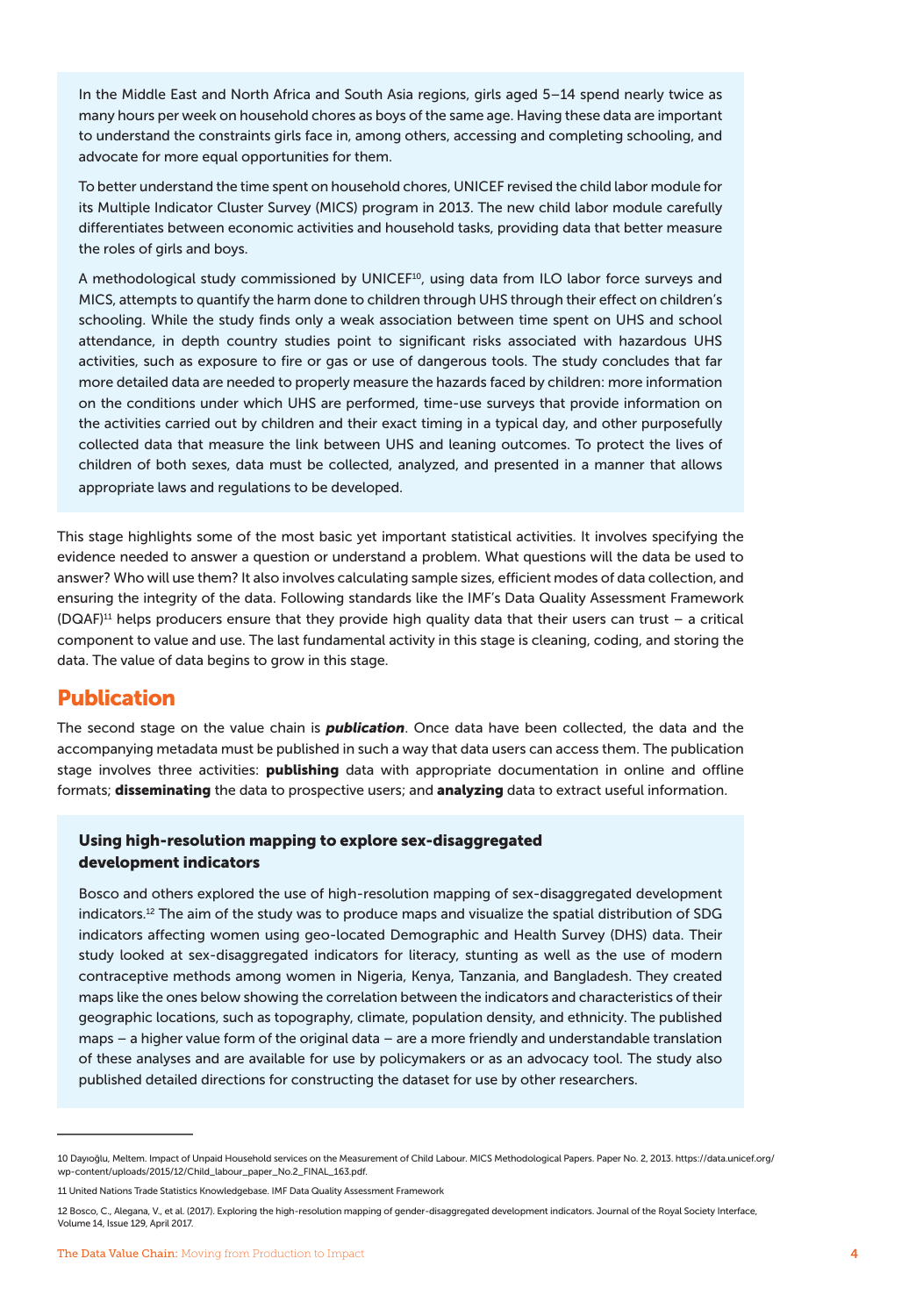In the Middle East and North Africa and South Asia regions, girls aged 5–14 spend nearly twice as many hours per week on household chores as boys of the same age. Having these data are important to understand the constraints girls face in, among others, accessing and completing schooling, and advocate for more equal opportunities for them.

To better understand the time spent on household chores, UNICEF revised the child labor module for its Multiple Indicator Cluster Survey (MICS) program in 2013. The new child labor module carefully differentiates between economic activities and household tasks, providing data that better measure the roles of girls and boys.

A methodological study commissioned by UNICEF[10], using data from ILO labor force surveys and MICS, attempts to quantify the harm done to children through UHS through their effect on children's schooling. While the study finds only a weak association between time spent on UHS and school attendance, in depth country studies point to significant risks associated with hazardous UHS activities, such as exposure to fire or gas or use of dangerous tools. The study concludes that far more detailed data are needed to properly measure the hazards faced by children: more information on the conditions under which UHS are performed, time-use surveys that provide information on the activities carried out by children and their exact timing in a typical day, and other purposefully collected data that measure the link between UHS and leaning outcomes. To protect the lives of children of both sexes, data must be collected, analyzed, and presented in a manner that allows appropriate laws and regulations to be developed.

This stage highlights some of the most basic yet important statistical activities. It involves specifying the evidence needed to answer a question or understand a problem. What questions will the data be used to answer? Who will use them? It also involves calculating sample sizes, efficient modes of data collection, and ensuring the integrity of the data. Following standards like the IMF's Data Quality Assessment Framework (DQAF)[11] helps producers ensure that they provide high quality data that their users can trust – a critical component to value and use. The last fundamental activity in this stage is cleaning, coding, and storing the data. The value of data begins to grow in this stage.

## Publication

The second stage on the value chain is ***publication***. Once data have been collected, the data and the accompanying metadata must be published in such a way that data users can access them. The publication stage involves three activities: **publishing** data with appropriate documentation in online and offline formats; **disseminating** the data to prospective users; and **analyzing** data to extract useful information.

### Using high-resolution mapping to explore sex-disaggregated development indicators

Bosco and others explored the use of high-resolution mapping of sex-disaggregated development indicators.[12] The aim of the study was to produce maps and visualize the spatial distribution of SDG indicators affecting women using geo-located Demographic and Health Survey (DHS) data. Their study looked at sex-disaggregated indicators for literacy, stunting as well as the use of modern contraceptive methods among women in Nigeria, Kenya, Tanzania, and Bangladesh. They created maps like the ones below showing the correlation between the indicators and characteristics of their geographic locations, such as topography, climate, population density, and ethnicity. The published maps – a higher value form of the original data – are a more friendly and understandable translation of these analyses and are available for use by policymakers or as an advocacy tool. The study also published detailed directions for constructing the dataset for use by other researchers.

---

10 Dayıoğlu, Meltem. Impact of Unpaid Household services on the Measurement of Child Labour. MICS Methodological Papers. Paper No. 2, 2013. https://data.unicef.org/wp-content/uploads/2015/12/Child_labour_paper_No.2_FINAL_163.pdf.

11 United Nations Trade Statistics Knowledgebase. IMF Data Quality Assessment Framework

12 Bosco, C., Alegana, V., et al. (2017). Exploring the high-resolution mapping of gender-disaggregated development indicators. Journal of the Royal Society Interface, Volume 14, Issue 129, April 2017.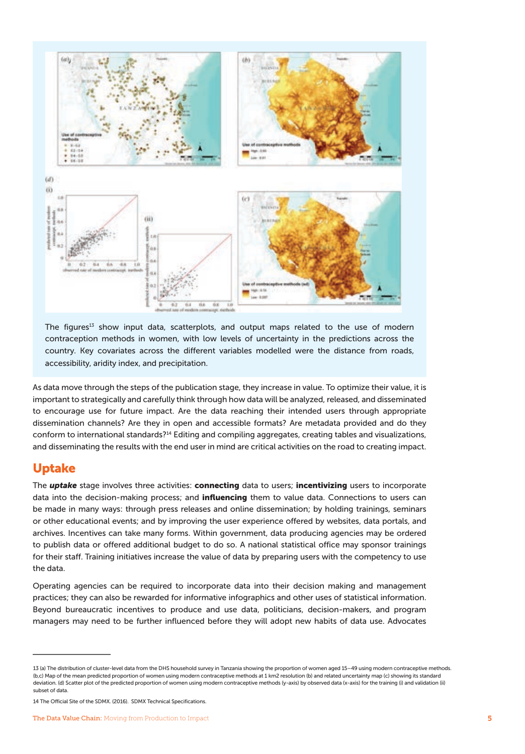The figures[13] show input data, scatterplots, and output maps related to the use of modern contraception methods in women, with low levels of uncertainty in the predictions across the country. Key covariates across the different variables modelled were the distance from roads, accessibility, aridity index, and precipitation.

As data move through the steps of the publication stage, they increase in value. To optimize their value, it is important to strategically and carefully think through how data will be analyzed, released, and disseminated to encourage use for future impact. Are the data reaching their intended users through appropriate dissemination channels? Are they in open and accessible formats? Are metadata provided and do they conform to international standards?[14] Editing and compiling aggregates, creating tables and visualizations, and disseminating the results with the end user in mind are critical activities on the road to creating impact.

## Uptake

The ***uptake*** stage involves three activities: **connecting** data to users; **incentivizing** users to incorporate data into the decision-making process; and **influencing** them to value data. Connections to users can be made in many ways: through press releases and online dissemination; by holding trainings, seminars or other educational events; and by improving the user experience offered by websites, data portals, and archives. Incentives can take many forms. Within government, data producing agencies may be ordered to publish data or offered additional budget to do so. A national statistical office may sponsor trainings for their staff. Training initiatives increase the value of data by preparing users with the competency to use the data.

Operating agencies can be required to incorporate data into their decision making and management practices; they can also be rewarded for informative infographics and other uses of statistical information. Beyond bureaucratic incentives to produce and use data, politicians, decision-makers, and program managers may need to be further influenced before they will adopt new habits of data use. Advocates

---

13 (a) The distribution of cluster-level data from the DHS household survey in Tanzania showing the proportion of women aged 15–49 using modern contraceptive methods. (b,c) Map of the mean predicted proportion of women using modern contraceptive methods at 1 km2 resolution (b) and related uncertainty map (c) showing its standard deviation. (d) Scatter plot of the predicted proportion of women using modern contraceptive methods (y-axis) by observed data (x-axis) for the training (i) and validation (ii) subset of data.

14 The Official Site of the SDMX. (2016). SDMX Technical Specifications.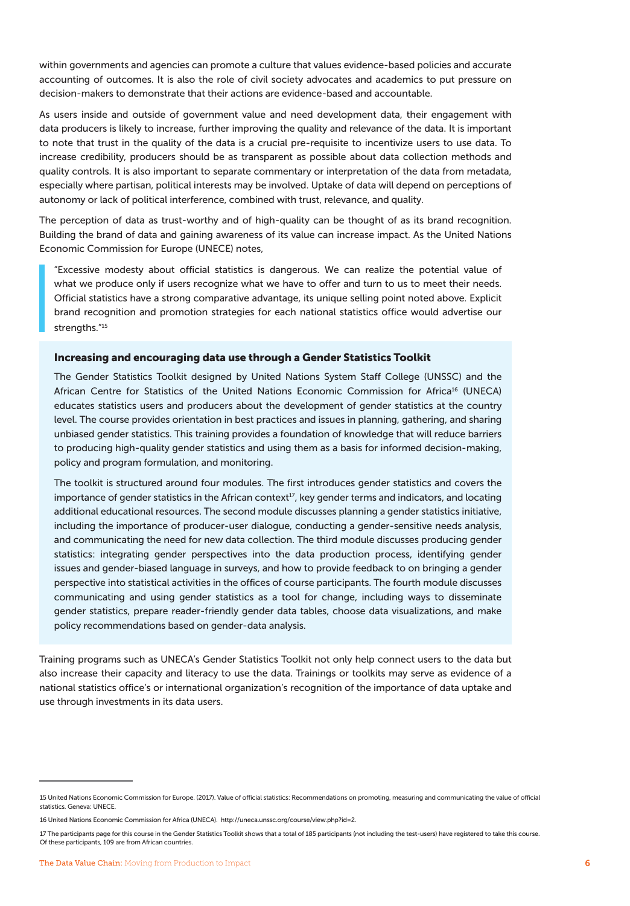within governments and agencies can promote a culture that values evidence-based policies and accurate accounting of outcomes. It is also the role of civil society advocates and academics to put pressure on decision-makers to demonstrate that their actions are evidence-based and accountable.

As users inside and outside of government value and need development data, their engagement with data producers is likely to increase, further improving the quality and relevance of the data. It is important to note that trust in the quality of the data is a crucial pre-requisite to incentivize users to use data. To increase credibility, producers should be as transparent as possible about data collection methods and quality controls. It is also important to separate commentary or interpretation of the data from metadata, especially where partisan, political interests may be involved. Uptake of data will depend on perceptions of autonomy or lack of political interference, combined with trust, relevance, and quality.

The perception of data as trust-worthy and of high-quality can be thought of as its brand recognition. Building the brand of data and gaining awareness of its value can increase impact. As the United Nations Economic Commission for Europe (UNECE) notes,

> "Excessive modesty about official statistics is dangerous. We can realize the potential value of what we produce only if users recognize what we have to offer and turn to us to meet their needs. Official statistics have a strong comparative advantage, its unique selling point noted above. Explicit brand recognition and promotion strategies for each national statistics office would advertise our strengths."[15]

### Increasing and encouraging data use through a Gender Statistics Toolkit

The Gender Statistics Toolkit designed by United Nations System Staff College (UNSSC) and the African Centre for Statistics of the United Nations Economic Commission for Africa[16] (UNECA) educates statistics users and producers about the development of gender statistics at the country level. The course provides orientation in best practices and issues in planning, gathering, and sharing unbiased gender statistics. This training provides a foundation of knowledge that will reduce barriers to producing high-quality gender statistics and using them as a basis for informed decision-making, policy and program formulation, and monitoring.

The toolkit is structured around four modules. The first introduces gender statistics and covers the importance of gender statistics in the African context[17], key gender terms and indicators, and locating additional educational resources. The second module discusses planning a gender statistics initiative, including the importance of producer-user dialogue, conducting a gender-sensitive needs analysis, and communicating the need for new data collection. The third module discusses producing gender statistics: integrating gender perspectives into the data production process, identifying gender issues and gender-biased language in surveys, and how to provide feedback to on bringing a gender perspective into statistical activities in the offices of course participants. The fourth module discusses communicating and using gender statistics as a tool for change, including ways to disseminate gender statistics, prepare reader-friendly gender data tables, choose data visualizations, and make policy recommendations based on gender-data analysis.

Training programs such as UNECA's Gender Statistics Toolkit not only help connect users to the data but also increase their capacity and literacy to use the data. Trainings or toolkits may serve as evidence of a national statistics office's or international organization's recognition of the importance of data uptake and use through investments in its data users.

---

15 United Nations Economic Commission for Europe. (2017). Value of official statistics: Recommendations on promoting, measuring and communicating the value of official statistics. Geneva: UNECE.

16 United Nations Economic Commission for Africa (UNECA). http://uneca.unssc.org/course/view.php?id=2.

17 The participants page for this course in the Gender Statistics Toolkit shows that a total of 185 participants (not including the test-users) have registered to take this course. Of these participants, 109 are from African countries.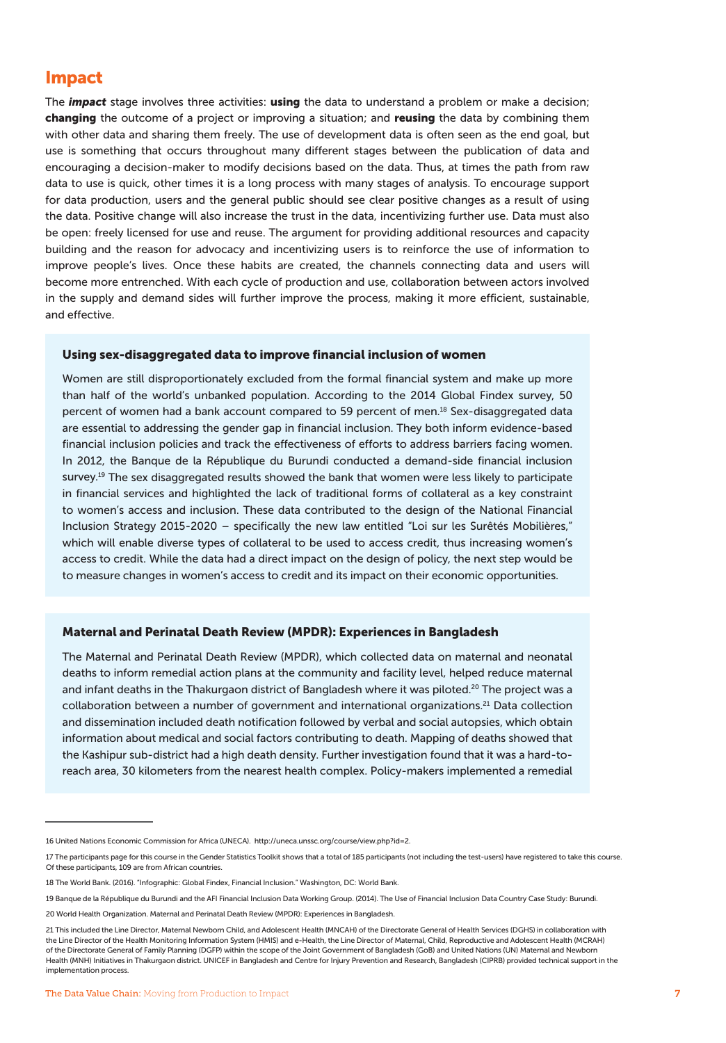## Impact

The ***impact*** stage involves three activities: **using** the data to understand a problem or make a decision; **changing** the outcome of a project or improving a situation; and **reusing** the data by combining them with other data and sharing them freely. The use of development data is often seen as the end goal, but use is something that occurs throughout many different stages between the publication of data and encouraging a decision-maker to modify decisions based on the data. Thus, at times the path from raw data to use is quick, other times it is a long process with many stages of analysis. To encourage support for data production, users and the general public should see clear positive changes as a result of using the data. Positive change will also increase the trust in the data, incentivizing further use. Data must also be open: freely licensed for use and reuse. The argument for providing additional resources and capacity building and the reason for advocacy and incentivizing users is to reinforce the use of information to improve people's lives. Once these habits are created, the channels connecting data and users will become more entrenched. With each cycle of production and use, collaboration between actors involved in the supply and demand sides will further improve the process, making it more efficient, sustainable, and effective.

### Using sex-disaggregated data to improve financial inclusion of women

Women are still disproportionately excluded from the formal financial system and make up more than half of the world's unbanked population. According to the 2014 Global Findex survey, 50 percent of women had a bank account compared to 59 percent of men.[18] Sex-disaggregated data are essential to addressing the gender gap in financial inclusion. They both inform evidence-based financial inclusion policies and track the effectiveness of efforts to address barriers facing women. In 2012, the Banque de la République du Burundi conducted a demand-side financial inclusion survey.[19] The sex disaggregated results showed the bank that women were less likely to participate in financial services and highlighted the lack of traditional forms of collateral as a key constraint to women's access and inclusion. These data contributed to the design of the National Financial Inclusion Strategy 2015-2020 – specifically the new law entitled "Loi sur les Surêtés Mobilières," which will enable diverse types of collateral to be used to access credit, thus increasing women's access to credit. While the data had a direct impact on the design of policy, the next step would be to measure changes in women's access to credit and its impact on their economic opportunities.

### Maternal and Perinatal Death Review (MPDR): Experiences in Bangladesh

The Maternal and Perinatal Death Review (MPDR), which collected data on maternal and neonatal deaths to inform remedial action plans at the community and facility level, helped reduce maternal and infant deaths in the Thakurgaon district of Bangladesh where it was piloted.[20] The project was a collaboration between a number of government and international organizations.[21] Data collection and dissemination included death notification followed by verbal and social autopsies, which obtain information about medical and social factors contributing to death. Mapping of deaths showed that the Kashipur sub-district had a high death density. Further investigation found that it was a hard-to-reach area, 30 kilometers from the nearest health complex. Policy-makers implemented a remedial

---

16 United Nations Economic Commission for Africa (UNECA). http://uneca.unssc.org/course/view.php?id=2.

17 The participants page for this course in the Gender Statistics Toolkit shows that a total of 185 participants (not including the test-users) have registered to take this course. Of these participants, 109 are from African countries.

18 The World Bank. (2016). "Infographic: Global Findex, Financial Inclusion." Washington, DC: World Bank.

19 Banque de la République du Burundi and the AFI Financial Inclusion Data Working Group. (2014). The Use of Financial Inclusion Data Country Case Study: Burundi.

20 World Health Organization. Maternal and Perinatal Death Review (MPDR): Experiences in Bangladesh.

21 This included the Line Director, Maternal Newborn Child, and Adolescent Health (MNCAH) of the Directorate General of Health Services (DGHS) in collaboration with the Line Director of the Health Monitoring Information System (HMIS) and e-Health, the Line Director of Maternal, Child, Reproductive and Adolescent Health (MCRAH) of the Directorate General of Family Planning (DGFP) within the scope of the Joint Government of Bangladesh (GoB) and United Nations (UN) Maternal and Newborn Health (MNH) Initiatives in Thakurgaon district. UNICEF in Bangladesh and Centre for Injury Prevention and Research, Bangladesh (CIPRB) provided technical support in the implementation process.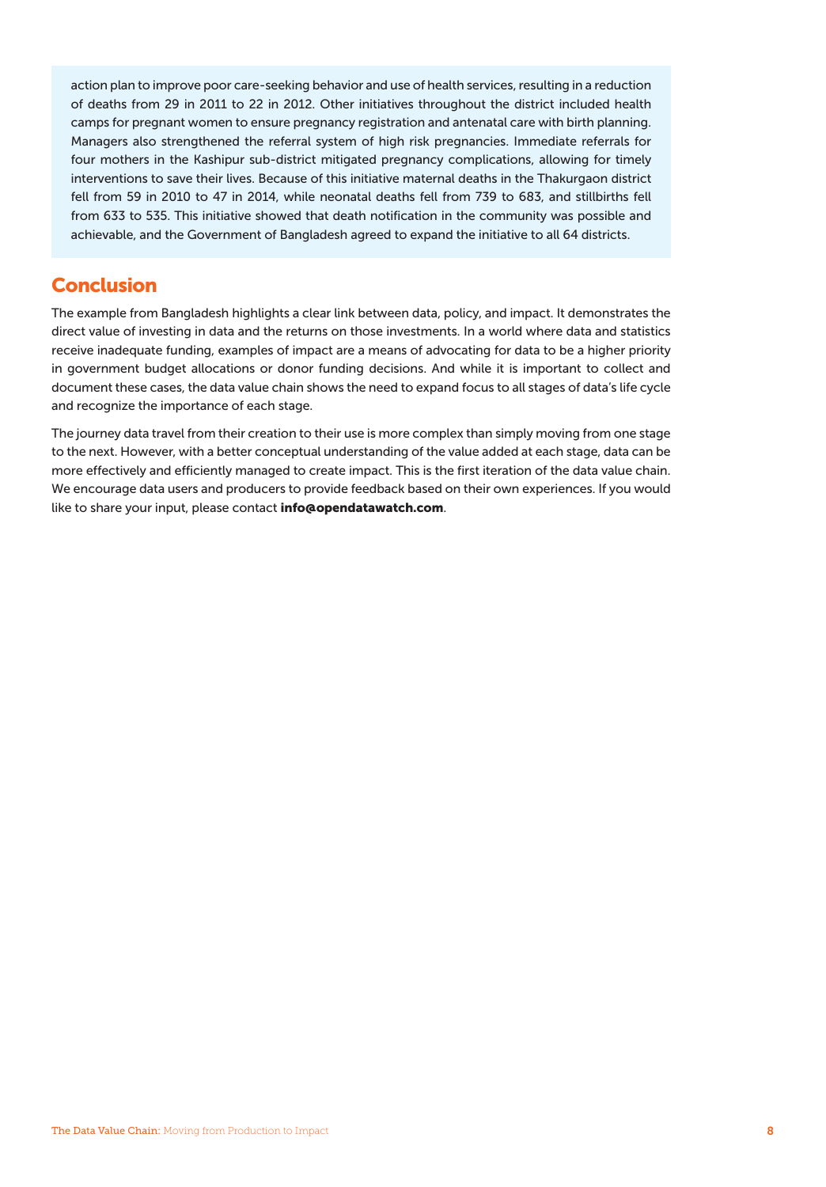action plan to improve poor care-seeking behavior and use of health services, resulting in a reduction of deaths from 29 in 2011 to 22 in 2012. Other initiatives throughout the district included health camps for pregnant women to ensure pregnancy registration and antenatal care with birth planning. Managers also strengthened the referral system of high risk pregnancies. Immediate referrals for four mothers in the Kashipur sub-district mitigated pregnancy complications, allowing for timely interventions to save their lives. Because of this initiative maternal deaths in the Thakurgaon district fell from 59 in 2010 to 47 in 2014, while neonatal deaths fell from 739 to 683, and stillbirths fell from 633 to 535. This initiative showed that death notification in the community was possible and achievable, and the Government of Bangladesh agreed to expand the initiative to all 64 districts.

## Conclusion

The example from Bangladesh highlights a clear link between data, policy, and impact. It demonstrates the direct value of investing in data and the returns on those investments. In a world where data and statistics receive inadequate funding, examples of impact are a means of advocating for data to be a higher priority in government budget allocations or donor funding decisions. And while it is important to collect and document these cases, the data value chain shows the need to expand focus to all stages of data's life cycle and recognize the importance of each stage.

The journey data travel from their creation to their use is more complex than simply moving from one stage to the next. However, with a better conceptual understanding of the value added at each stage, data can be more effectively and efficiently managed to create impact. This is the first iteration of the data value chain. We encourage data users and producers to provide feedback based on their own experiences. If you would like to share your input, please contact **info@opendatawatch.com**.